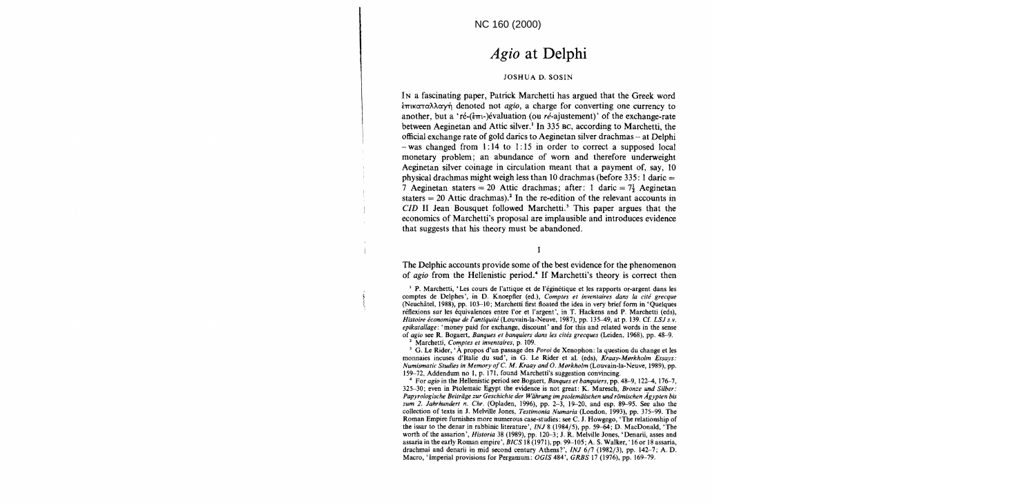# *Agio* at Delphi

JOSHUA D. SOSIN

In a fascinating paper, Patrick Marchetti has argued that the Greek word ἐπικαταλλαγή denoted not *agio*, a charge for converting one currency to another, but a 'ré-(ἐπι-)évaluation (ou *ré*-ajustement)' of the exchange-rate between Aeginetan and Attic silver.[1] In 335 BC, according to Marchetti, the official exchange rate of gold darics to Aeginetan silver drachmas – at Delphi – was changed from 1:14 to 1:15 in order to correct a supposed local monetary problem; an abundance of worn and therefore underweight Aeginetan silver coinage in circulation meant that a payment of, say, 10 physical drachmas might weigh less than 10 drachmas (before 335: 1 daric = 7 Aeginetan staters = 20 Attic drachmas; after: 1 daric = $7\frac{1}{2}$ Aeginetan staters = 20 Attic drachmas).[2] In the re-edition of the relevant accounts in *CID* II Jean Bousquet followed Marchetti.[3] This paper argues that the economics of Marchetti's proposal are implausible and introduces evidence that suggests that his theory must be abandoned.

## I

The Delphic accounts provide some of the best evidence for the phenomenon of *agio* from the Hellenistic period.[4] If Marchetti's theory is correct then

---

[1] P. Marchetti, 'Les cours de l'attique et de l'éginétique et les rapports or-argent dans les comptes de Delphes', in D. Knoepfler (ed.), *Comptes et inventaires dans la cité grecque* (Neuchâtel, 1988), pp. 103–10; Marchetti first floated the idea in very brief form in 'Quelques réflexions sur les équivalences entre l'or et l'argent', in T. Hackens and P. Marchetti (eds), *Histoire économique de l'antiquité* (Louvain-la-Neuve, 1987), pp. 135–49, at p. 139. Cf. *LSJ s.v. epikatallage*: 'money paid for exchange, discount' and for this and related words in the sense of *agio* see R. Bogaert, *Banques et banquiers dans les cités grecques* (Leiden, 1968), pp. 48–9.

[2] Marchetti, *Comptes et inventaires*, p. 109.

[3] G. Le Rider, 'À propos d'un passage des *Poroi* de Xenophon: la question du change et les monnaies incuses d'Italie du sud', in G. Le Rider et al. (eds), *Kraay-Mørkholm Essays: Numismatic Studies in Memory of C. M. Kraay and O. Mørkholm* (Louvain-la-Neuve, 1989), pp. 159–72, Addendum no 1, p. 171, found Marchetti's suggestion convincing.

[4] For *agio* in the Hellenistic period see Bogaert, *Banques et banquiers*, pp. 48–9, 122–4, 176–7, 325–30; even in Ptolemaic Egypt the evidence is not great: K. Maresch, *Bronze und Silber: Papyrologische Beiträge zur Geschichte der Währung im ptolemäischen und römischen Ägypten bis zum 2. Jahrhundert n. Chr.* (Opladen, 1996), pp. 2–3, 19–20, and esp. 89–95. See also the collection of texts in J. Melville Jones, *Testimonia Numaria* (London, 1993), pp. 375–99. The Roman Empire furnishes more numerous case-studies: see C. J. Howgego, 'The relationship of the issar to the denar in rabbinic literature', *INJ* 8 (1984/5), pp. 59–64; D. MacDonald, 'The worth of the assarion', *Historia* 38 (1989), pp. 120–3; J. R. Melville Jones, 'Denarii, asses and assaria in the early Roman empire', *BICS* 18 (1971), pp. 99–105; A. S. Walker, '16 or 18 assaria, drachmai and denarii in mid second century Athens?', *INJ* 6/7 (1982/3), pp. 142–7; A. D. Macro, 'Imperial provisions for Pergamum: *OGIS* 484', *GRBS* 17 (1976), pp. 169–79.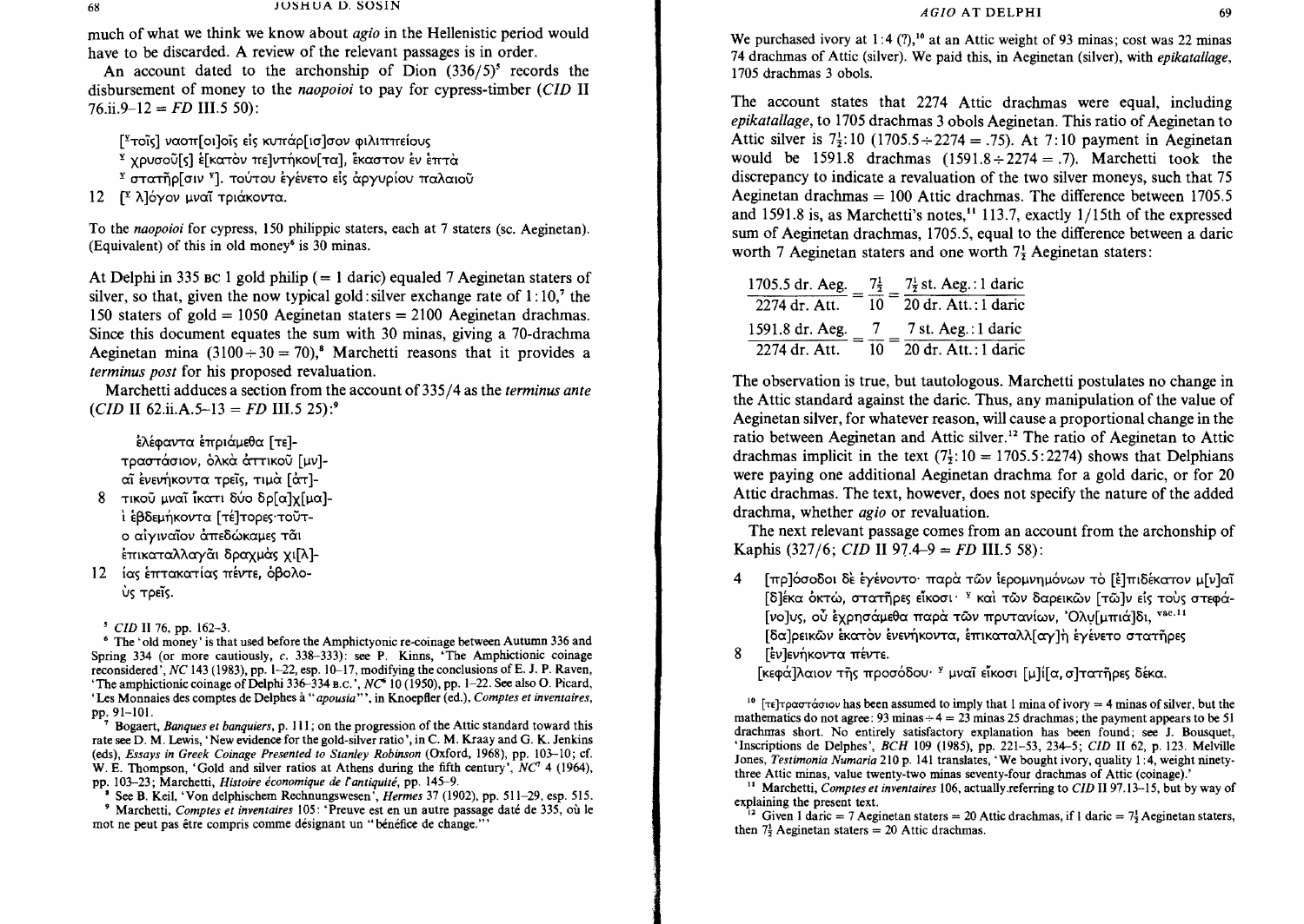much of what we think we know about *agio* in the Hellenistic period would have to be discarded. A review of the relevant passages is in order.

An account dated to the archonship of Dion (336/5)[5] records the disbursement of money to the *naopoioi* to pay for cypress-timber (*CID* II 76.ii.9–12 = *FD* III.5 50):

[ᵛτοῖς] ναοπ[οι]οῖς εἰς κυπάρ[ισ]σον φιλιππείους
ᵛ χρυσοῦ[ς] ἑ[κατὸν πε]ντήκον[τα], ἕκαστον ἐν ἑπτὰ
ᵛ στατῆρ[σιν ᵛ]. τούτου ἐγένετο εἰς ἀργυρίου παλαιοῦ
12 [ᵛ λ]όγον μναῖ τριάκοντα.

To the *naopoioi* for cypress, 150 philippic staters, each at 7 staters (sc. Aeginetan). (Equivalent) of this in old money[6] is 30 minas.

At Delphi in 335 BC 1 gold philip (= 1 daric) equaled 7 Aeginetan staters of silver, so that, given the now typical gold:silver exchange rate of 1:10,[7] the 150 staters of gold = 1050 Aeginetan staters = 2100 Aeginetan drachmas. Since this document equates the sum with 30 minas, giving a 70-drachma Aeginetan mina (3100÷30 = 70),[8] Marchetti reasons that it provides a *terminus post* for his proposed revaluation.

Marchetti adduces a section from the account of 335/4 as the *terminus ante* (*CID* II 62.ii.A.5–13 = *FD* III.5 25):[9]

ἐλέφαντα ἐπριάμεθα [τε]-
τραστάσιον, ὁλκὰ ἀττικοῦ [μν]-
αῖ ἐνενήκοντα τρεῖς, τιμὰ [ἀτ]-
8 τικοῦ μναῖ ἴκατι δύο δρ[α]χ[μα]-
ὶ ἑβδεμήκοντα [τέ]τορες· τοῦτ-
ο αἰγιναῖον ἀπεδώκαμες τᾶι
ἐπικαταλλαγᾶι δραχμὰς χι[λ]-
12 ίας ἑπτακατίας πέντε, ὀβολο-
ὺς τρεῖς.

We purchased ivory at 1:4 (?),[10] at an Attic weight of 93 minas; cost was 22 minas 74 drachmas of Attic (silver). We paid this, in Aeginetan (silver), with *epikatallage*, 1705 drachmas 3 obols.

The account states that 2274 Attic drachmas were equal, including *epikatallage*, to 1705 drachmas 3 obols Aeginetan. This ratio of Aeginetan to Attic silver is $7\frac{1}{2}$:10 (1705.5÷2274 = .75). At 7:10 payment in Aeginetan would be 1591.8 drachmas (1591.8÷2274 = .7). Marchetti took the discrepancy to indicate a revaluation of the two silver moneys, such that 75 Aeginetan drachmas = 100 Attic drachmas. The difference between 1705.5 and 1591.8 is, as Marchetti's notes,[11] 113.7, exactly 1/15th of the expressed sum of Aeginetan drachmas, 1705.5, equal to the difference between a daric worth 7 Aeginetan staters and one worth $7\frac{1}{2}$ Aeginetan staters:

$$\frac{1705.5 \text{ dr. Aeg.}}{2274 \text{ dr. Att.}} = \frac{7\frac{1}{2}}{10} = \frac{7\frac{1}{2} \text{ st. Aeg.}:1 \text{ daric}}{20 \text{ dr. Att.}:1 \text{ daric}}$$

$$\frac{1591.8 \text{ dr. Aeg.}}{2274 \text{ dr. Att.}} = \frac{7}{10} = \frac{7 \text{ st. Aeg.}:1 \text{ daric}}{20 \text{ dr. Att.}:1 \text{ daric}}$$

The observation is true, but tautologous. Marchetti postulates no change in the Attic standard against the daric. Thus, any manipulation of the value of Aeginetan silver, for whatever reason, will cause a proportional change in the ratio between Aeginetan and Attic silver.[12] The ratio of Aeginetan to Attic drachmas implicit in the text ($7\frac{1}{2}$:10 = 1705.5:2274) shows that Delphians were paying one additional Aeginetan drachma for a gold daric, or for 20 Attic drachmas. The text, however, does not specify the nature of the added drachma, whether *agio* or revaluation.

The next relevant passage comes from an account from the archonship of Kaphis (327/6; *CID* II 97.4–9 = *FD* III.5 58):

4 [πρ]όσοδοι δὲ ἐγένοντο· παρὰ τῶν ἱερομνημόνων τὸ [ἑ]πιδέκατον μ[ν]αῖ
[δ]έκα ὀκτώ, στατῆρες εἴκοσι· ᵛ καὶ τῶν δαρεικῶν [τῶ]ν εἰς τοὺς στεφά-
[νο]υς, οὓ ἐχρησάμεθα παρὰ τῶν πρυτανίων, Ὀλυ[μπιά]δι, ᵛᵃᶜ·¹¹
[δα]ρεικῶν ἑκατὸν ἐνενήκοντα, ἐπικαταλλ[αγ]ὴ ἐγένετο στατῆρες
8 [ἐν]ενήκοντα πέντε.
[κεφά]λαιον τῆς προσόδου· ᵛ μναῖ εἴκοσι [μ]ί[α, σ]τατῆρες δέκα.

[5] *CID* II 76, pp. 162–3.

[6] The 'old money' is that used before the Amphictyonic re-coinage between Autumn 336 and Spring 334 (or more cautiously, c. 338–333): see P. Kinns, 'The Amphictionic coinage reconsidered', *NC* 143 (1983), pp. 1–22, esp. 10–17, modifying the conclusions of E. J. P. Raven, 'The amphictionic coinage of Delphi 336–334 B.C.', *NC*[6] 10 (1950), pp. 1–22. See also O. Picard, 'Les Monnaies des comptes de Delphes à "*apousia*"', in Knoepfler (ed.), *Comptes et inventaires*, pp. 91–101.

[7] Bogaert, *Banques et banquiers*, p. 111; on the progression of the Attic standard toward this rate see D. M. Lewis, 'New evidence for the gold-silver ratio', in C. M. Kraay and G. K. Jenkins (eds), *Essays in Greek Coinage Presented to Stanley Robinson* (Oxford, 1968), pp. 103–10; cf. W. E. Thompson, 'Gold and silver ratios at Athens during the fifth century', *NC*[7] 4 (1964), pp. 103–23; Marchetti, *Histoire économique de l'antiquité*, pp. 145–9.

[8] See B. Keil, 'Von delphischem Rechnungswesen', *Hermes* 37 (1902), pp. 511–29, esp. 515.

[9] Marchetti, *Comptes et inventaires* 105: 'Preuve est en un autre passage daté de 335, où le mot ne peut pas être compris comme désignant un "bénéfice de change."'

[10] [τε]τραστάσιον has been assumed to imply that 1 mina of ivory = 4 minas of silver, but the mathematics do not agree: 93 minas ÷ 4 = 23 minas 25 drachmas; the payment appears to be 51 drachmas short. No entirely satisfactory explanation has been found; see J. Bousquet, 'Inscriptions de Delphes', *BCH* 109 (1985), pp. 221–53, 234–5; *CID* II 62, p. 123. Melville Jones, *Testimonia Numaria* 210 p. 141 translates, 'We bought ivory, quality 1:4, weight ninety-three Attic minas, value twenty-two minas seventy-four drachmas of Attic (coinage).'

[11] Marchetti, *Comptes et inventaires* 106, actually referring to *CID* II 97.13–15, but by way of explaining the present text.

[12] Given 1 daric = 7 Aeginetan staters = 20 Attic drachmas, if 1 daric = $7\frac{1}{2}$ Aeginetan staters, then $7\frac{1}{2}$ Aeginetan staters = 20 Attic drachmas.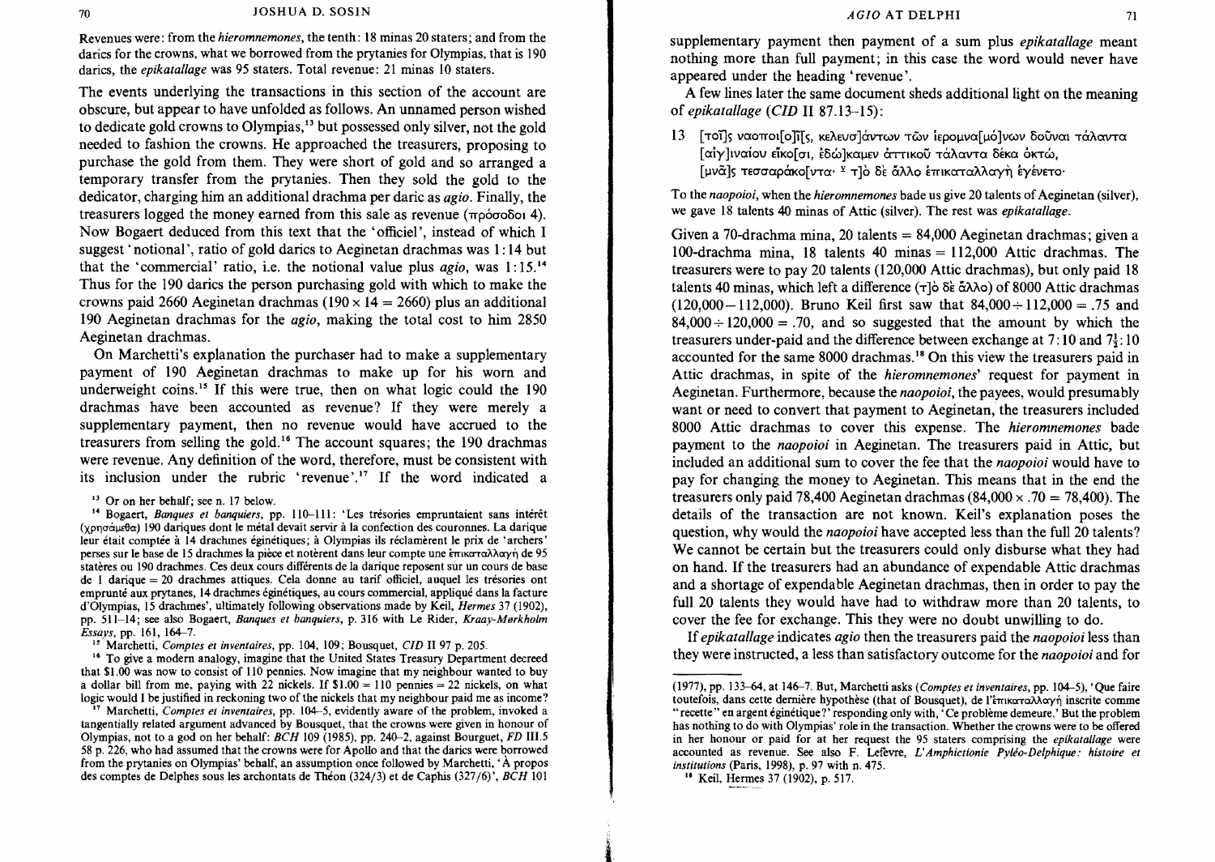Revenues were: from the *hieromnemones*, the tenth: 18 minas 20 staters; and from the darics for the crowns, what we borrowed from the prytanies for Olympias, that is 190 darics, the *epikatallage* was 95 staters. Total revenue: 21 minas 10 staters.

The events underlying the transactions in this section of the account are obscure, but appear to have unfolded as follows. An unnamed person wished to dedicate gold crowns to Olympias,[13] but possessed only silver, not the gold needed to fashion the crowns. He approached the treasurers, proposing to purchase the gold from them. They were short of gold and so arranged a temporary transfer from the prytanies. Then they sold the gold to the dedicator, charging him an additional drachma per daric as *agio*. Finally, the treasurers logged the money earned from this sale as revenue (πρόσοδοι 4). Now Bogaert deduced from this text that the 'officiel', instead of which I suggest 'notional', ratio of gold darics to Aeginetan drachmas was 1:14 but that the 'commercial' ratio, i.e. the notional value plus *agio*, was 1:15.[14] Thus for the 190 darics the person purchasing gold with which to make the crowns paid 2660 Aeginetan drachmas (190 × 14 = 2660) plus an additional 190 Aeginetan drachmas for the *agio*, making the total cost to him 2850 Aeginetan drachmas.

On Marchetti's explanation the purchaser had to make a supplementary payment of 190 Aeginetan drachmas to make up for his worn and underweight coins.[15] If this were true, then on what logic could the 190 drachmas have been accounted as revenue? If they were merely a supplementary payment, then no revenue would have accrued to the treasurers from selling the gold.[16] The account squares; the 190 drachmas were revenue. Any definition of the word, therefore, must be consistent with its inclusion under the rubric 'revenue'.[17] If the word indicated a supplementary payment then payment of a sum plus *epikatallage* meant nothing more than full payment; in this case the word would never have appeared under the heading 'revenue'.

A few lines later the same document sheds additional light on the meaning of *epikatallage* (*CID* II 87.13–15):

13 [τοῖ]ς ναοποιο[ῖ]ς, κελευσ]άντων τῶν ἱερομνα[μό]νων δοῦναι τάλαντα
[αἰγ]ιναίου εἴκο[σι, ἐδώ]καμεν ἀττικοῦ τάλαντα δέκα ὀκτώ,
[μνᾶ]ς τεσσαράκο[ντα· ⊻ τ]ὸ δὲ ἄλλο ἐπικαταλλαγὴ ἐγένετο·

To the *naopoioi*, when the *hieromnemones* bade us give 20 talents of Aeginetan (silver), we gave 18 talents 40 minas of Attic (silver). The rest was *epikatallage*.

Given a 70-drachma mina, 20 talents = 84,000 Aeginetan drachmas; given a 100-drachma mina, 18 talents 40 minas = 112,000 Attic drachmas. The treasurers were to pay 20 talents (120,000 Attic drachmas), but only paid 18 talents 40 minas, which left a difference (τ]ὸ δὲ ἄλλο) of 8000 Attic drachmas (120,000 − 112,000). Bruno Keil first saw that 84,000 ÷ 112,000 = .75 and 84,000 ÷ 120,000 = .70, and so suggested that the amount by which the treasurers under-paid and the difference between exchange at 7:10 and $7\frac{1}{2}$:10 accounted for the same 8000 drachmas.[18] On this view the treasurers paid in Attic drachmas, in spite of the *hieromnemones*' request for payment in Aeginetan. Furthermore, because the *naopoioi*, the payees, would presumably want or need to convert that payment to Aeginetan, the treasurers included 8000 Attic drachmas to cover this expense. The *hieromnemones* bade payment to the *naopoioi* in Aeginetan. The treasurers paid in Attic, but included an additional sum to cover the fee that the *naopoioi* would have to pay for changing the money to Aeginetan. This means that in the end the treasurers only paid 78,400 Aeginetan drachmas (84,000 × .70 = 78,400). The details of the transaction are not known. Keil's explanation poses the question, why would the *naopoioi* have accepted less than the full 20 talents? We cannot be certain but the treasurers could only disburse what they had on hand. If the treasurers had an abundance of expendable Attic drachmas and a shortage of expendable Aeginetan drachmas, then in order to pay the full 20 talents they would have had to withdraw more than 20 talents, to cover the fee for exchange. This they were no doubt unwilling to do.

If *epikatallage* indicates *agio* then the treasurers paid the *naopoioi* less than they were instructed, a less than satisfactory outcome for the *naopoioi* and for

---

[13] Or on her behalf; see n. 17 below.

[14] Bogaert, *Banques et banquiers*, pp. 110–111: 'Les trésories empruntaient sans intérêt (χρησάμεθα) 190 dariques dont le métal devait servir à la confection des couronnes. La darique leur était comptée à 14 drachmes éginétiques; à Olympias ils réclamèrent le prix de 'archers' perses sur le base de 15 drachmes la pièce et notèrent dans leur compte une ἐπικαταλλαγή de 95 statères ou 190 drachmes. Ces deux cours différents de la darique reposent sur un cours de base de 1 darique = 20 drachmes attiques. Cela donne au tarif officiel, auquel les trésories ont emprunté aux prytanes, 14 drachmes éginétiques, au cours commercial, appliqué dans la facture d'Olympias, 15 drachmes', ultimately following observations made by Keil, *Hermes* 37 (1902), pp. 511–14; see also Bogaert, *Banques et banquiers*, p. 316 with Le Rider, *Kraay-Mørkholm Essays*, pp. 161, 164–7.

[15] Marchetti, *Comptes et inventaires*, pp. 104, 109; Bousquet, *CID* II 97 p. 205.

[16] To give a modern analogy, imagine that the United States Treasury Department decreed that \$1.00 was now to consist of 110 pennies. Now imagine that my neighbour wanted to buy a dollar bill from me, paying with 22 nickels. If \$1.00 = 110 pennies = 22 nickels, on what logic would I be justified in reckoning two of the nickels that my neighbour paid me as income?

[17] Marchetti, *Comptes et inventaires*, pp. 104–5, evidently aware of the problem, invoked a tangentially related argument advanced by Bousquet, that the crowns were given in honour of Olympias, not to a god on her behalf: *BCH* 109 (1985), pp. 240–2, against Bourguet, *FD* III.5 58 p. 226, who had assumed that the crowns were for Apollo and that the darics were borrowed from the prytanies on Olympias' behalf, an assumption once followed by Marchetti, 'À propos des comptes de Delphes sous les archontats de Théon (324/3) et de Caphis (327/6)', *BCH* 101 (1977), pp. 133–64, at 146–7. But, Marchetti asks (*Comptes et inventaires*, pp. 104–5), 'Que faire toutefois, dans cette dernière hypothèse (that of Bousquet), de l'ἐπικαταλλαγή inscrite comme "recette" en argent éginétique?' responding only with, 'Ce problème demeure.' But the problem has nothing to do with Olympias' role in the transaction. Whether the crowns were to be offered in her honour or paid for at her request the 95 staters comprising the *epikatallage* were accounted as revenue. See also F. Lefèvre, *L'Amphictionie Pyléo-Delphique: histoire et institutions* (Paris, 1998), p. 97 with n. 475.

[18] Keil, Hermes 37 (1902), p. 517.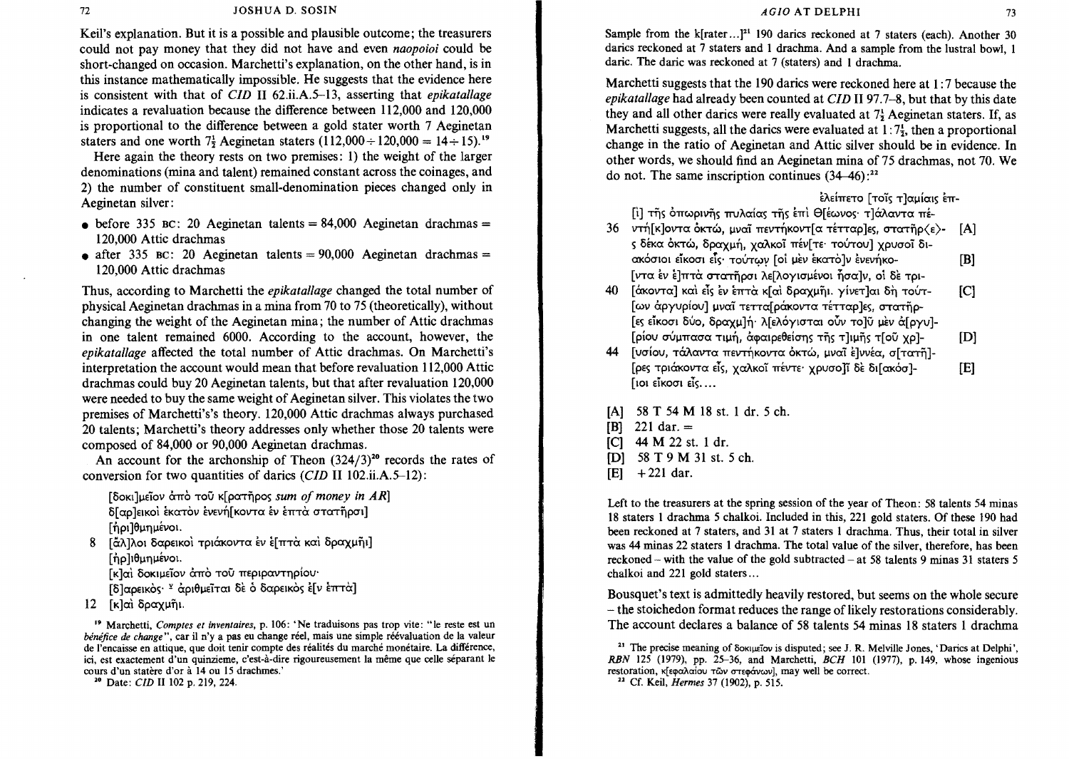Keil's explanation. But it is a possible and plausible outcome; the treasurers could not pay money that they did not have and even *naopoioi* could be short-changed on occasion. Marchetti's explanation, on the other hand, is in this instance mathematically impossible. He suggests that the evidence here is consistent with that of *CID* II 62.ii.A.5–13, asserting that *epikatallage* indicates a revaluation because the difference between 112,000 and 120,000 is proportional to the difference between a gold stater worth 7 Aeginetan staters and one worth $7\frac{1}{2}$ Aeginetan staters ($112{,}000 \div 120{,}000 = 14 \div 15$).[19]

Here again the theory rests on two premises: 1) the weight of the larger denominations (mina and talent) remained constant across the coinages, and 2) the number of constituent small-denomination pieces changed only in Aeginetan silver:

- before 335 BC: 20 Aeginetan talents = 84,000 Aeginetan drachmas = 120,000 Attic drachmas
- after 335 BC: 20 Aeginetan talents = 90,000 Aeginetan drachmas = 120,000 Attic drachmas

Thus, according to Marchetti the *epikatallage* changed the total number of physical Aeginetan drachmas in a mina from 70 to 75 (theoretically), without changing the weight of the Aeginetan mina; the number of Attic drachmas in one talent remained 6000. According to the account, however, the *epikatallage* affected the total number of Attic drachmas. On Marchetti's interpretation the account would mean that before revaluation 112,000 Attic drachmas could buy 20 Aeginetan talents, but that after revaluation 120,000 were needed to buy the same weight of Aeginetan silver. This violates the two premises of Marchetti's's theory. 120,000 Attic drachmas always purchased 20 talents; Marchetti's theory addresses only whether those 20 talents were composed of 84,000 or 90,000 Aeginetan drachmas.

An account for the archonship of Theon (324/3)[20] records the rates of conversion for two quantities of darics (*CID* II 102.ii.A.5–12):

[δοκι]μεῖον ἀπὸ τοῦ κ[ρατῆρος *sum of money in AR*]
δ[αρ]εικοὶ ἑκατὸν ἐνενή[κοντα ἐν ἑπτὰ στατῆρσι]
[ἠρι]θμημένοι.
8 [ἄλ]λοι δαρεικοὶ τριάκοντα ἐν ἑ[πτὰ καὶ δραχμῆι]
[ἠρ]ιθμημένοι.
[κ]αὶ δοκιμεῖον ἀπὸ τοῦ περιραντηρίου·
[δ]αρεικός· ¥ ἀριθμεῖται δὲ ὁ δαρεικὸς ἐ[ν ἑπτὰ]
12 [κ]αὶ δραχμῆι.

Sample from the k[rater...][21] 190 darics reckoned at 7 staters (each). Another 30 darics reckoned at 7 staters and 1 drachma. And a sample from the lustral bowl, 1 daric. The daric was reckoned at 7 (staters) and 1 drachma.

Marchetti suggests that the 190 darics were reckoned here at 1 : 7 because the *epikatallage* had already been counted at *CID* II 97.7–8, but that by this date they and all other darics were really evaluated at $7\frac{1}{2}$ Aeginetan staters. If, as Marchetti suggests, all the darics were evaluated at 1 : $7\frac{1}{2}$, then a proportional change in the ratio of Aeginetan and Attic silver should be in evidence. In other words, we should find an Aeginetan mina of 75 drachmas, not 70. We do not. The same inscription continues (34–46):[22]

ἐλείπετο [τοῖς τ]αμίαις ἐπ-
[ὶ] τῆς ὀπωρινῆς πυλαίας τῆς ἐπὶ Θ[έωνος· τ]άλαντα πέ-
36 ντή[κ]οντα ὀκτώ, μναῖ πεντήκοντ[α τέτταρ]ες, στατῆρ⟨ε⟩- [A]
ς δέκα ὀκτώ, δραχμή, χαλκοῖ πέν[τε· τούτου] χρυσοῖ δι-
ακόσιοι εἴκοσι εἷς· τούτων [οἱ μὲν ἑκατὸ]ν ἐνενήκο- [B]
[ντα ἐν ἑ]πτὰ στατῆρσι λε[λογισμένοι ἦσα]ν, οἱ δὲ τρι-
40 [άκοντα] καὶ εἷς ἐν ἑπτὰ κ[αὶ δραχμῆι. γίνετ]αι δὴ τούτ- [C]
[ων ἀργυρίου] μναῖ τεττα[ράκοντα τέτταρ]ες, στατῆρ-
[ες εἴκοσι δύο, δραχμ]ή· λ[ελόγισται οὖν το]ῦ μὲν ἀ[ργυ]-
[ρίου σύμπασα τιμή, ἀφαιρεθείσης τῆς τ]ιμῆς τ[οῦ χρ]- [D]
44 [υσίου, τάλαντα πεντήκοντα ὀκτώ, μναῖ ἐ]ννέα, σ[τατῆ]-
[ρες τριάκοντα εἷς, χαλκοῖ πέντε· χρυσο]ῖ δὲ δι[ακόσ]- [E]
[ιοι εἴκοσι εἷς....

[A] 58 T 54 M 18 st. 1 dr. 5 ch.
[B] 221 dar. =
[C] 44 M 22 st. 1 dr.
[D] 58 T 9 M 31 st. 5 ch.
[E] + 221 dar.

Left to the treasurers at the spring session of the year of Theon: 58 talents 54 minas 18 staters 1 drachma 5 chalkoi. Included in this, 221 gold staters. Of these 190 had been reckoned at 7 staters, and 31 at 7 staters 1 drachma. Thus, their total in silver was 44 minas 22 staters 1 drachma. The total value of the silver, therefore, has been reckoned – with the value of the gold subtracted – at 58 talents 9 minas 31 staters 5 chalkoi and 221 gold staters...

Bousquet's text is admittedly heavily restored, but seems on the whole secure – the stoichedon format reduces the range of likely restorations considerably. The account declares a balance of 58 talents 54 minas 18 staters 1 drachma

[19] Marchetti, *Comptes et inventaires*, p. 106: 'Ne traduisons pas trop vite: "le reste est un *bénéfice de change*", car il n'y a pas eu change réel, mais une simple réévaluation de la valeur de l'encaisse en attique, que doit tenir compte des réalités du marché monétaire. La différence, ici, est exactement d'un quinzieme, c'est-à-dire rigoureusement la même que celle séparant le cours d'un statère d'or à 14 ou 15 drachmes.'

[20] Date: *CID* II 102 p. 219, 224.

[21] The precise meaning of δοκιμεῖον is disputed; see J. R. Melville Jones, 'Darics at Delphi', *RBN* 125 (1979), pp. 25–36, and Marchetti, *BCH* 101 (1977), p. 149, whose ingenious restoration, κ[εφαλαίου τῶν στεφάνων], may well be correct.

[22] Cf. Keil, *Hermes* 37 (1902), p. 515.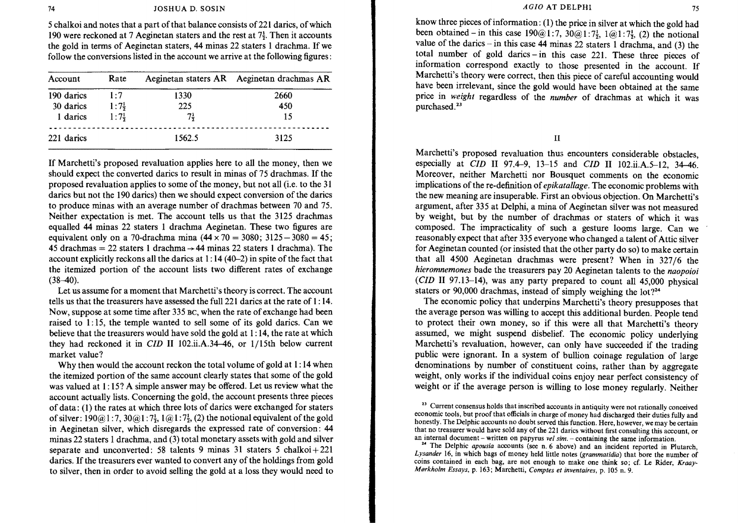5 chalkoi and notes that a part of that balance consists of 221 darics, of which 190 were reckoned at 7 Aeginetan staters and the rest at $7\frac{1}{2}$. Then it accounts the gold in terms of Aeginetan staters, 44 minas 22 staters 1 drachma. If we follow the conversions listed in the account we arrive at the following figures:

| Account | Rate | Aeginetan staters AR | Aeginetan drachmas AR |
|---|---|---|---|
| 190 darics | 1:7 | 1330 | 2660 |
| 30 darics | $1:7\frac{1}{2}$ | 225 | 450 |
| 1 darics | $1:7\frac{1}{2}$ | $7\frac{1}{2}$ | 15 |
| 221 darics | | 1562.5 | 3125 |

If Marchetti's proposed revaluation applies here to all the money, then we should expect the converted darics to result in minas of 75 drachmas. If the proposed revaluation applies to some of the money, but not all (i.e. to the 31 darics but not the 190 darics) then we should expect conversion of the darics to produce minas with an average number of drachmas between 70 and 75. Neither expectation is met. The account tells us that the 3125 drachmas equalled 44 minas 22 staters 1 drachma Aeginetan. These two figures are equivalent only on a 70-drachma mina ($44 \times 70 = 3080$; $3125 - 3080 = 45$; 45 drachmas = 22 staters 1 drachma $\rightarrow$ 44 minas 22 staters 1 drachma). The account explicitly reckons all the darics at 1:14 (40–2) in spite of the fact that the itemized portion of the account lists two different rates of exchange (38–40).

Let us assume for a moment that Marchetti's theory is correct. The account tells us that the treasurers have assessed the full 221 darics at the rate of 1:14. Now, suppose at some time after 335 BC, when the rate of exchange had been raised to 1:15, the temple wanted to sell some of its gold darics. Can we believe that the treasurers would have sold the gold at 1:14, the rate at which they had reckoned it in *CID* II 102.ii.A.34–46, or 1/15th below current market value?

Why then would the account reckon the total volume of gold at 1:14 when the itemized portion of the same account clearly states that some of the gold was valued at 1:15? A simple answer may be offered. Let us review what the account actually lists. Concerning the gold, the account presents three pieces of data: (1) the rates at which three lots of darics were exchanged for staters of silver: 190@1:7, 30@$1:7\frac{1}{2}$, 1@$1:7\frac{1}{2}$, (2) the notional equivalent of the gold in Aeginetan silver, which disregards the expressed rate of conversion: 44 minas 22 staters 1 drachma, and (3) total monetary assets with gold and silver separate and unconverted: 58 talents 9 minas 31 staters 5 chalkoi + 221 darics. If the treasurers ever wanted to convert any of the holdings from gold to silver, then in order to avoid selling the gold at a loss they would need to know three pieces of information: (1) the price in silver at which the gold had been obtained – in this case 190@1:7, 30@$1:7\frac{1}{2}$, 1@$1:7\frac{1}{2}$, (2) the notional value of the darics – in this case 44 minas 22 staters 1 drachma, and (3) the total number of gold darics – in this case 221. These three pieces of information correspond exactly to those presented in the account. If Marchetti's theory were correct, then this piece of careful accounting would have been irrelevant, since the gold would have been obtained at the same price in *weight* regardless of the *number* of drachmas at which it was purchased.[23]

## II

Marchetti's proposed revaluation thus encounters considerable obstacles, especially at *CID* II 97.4–9, 13–15 and *CID* II 102.ii.A.5–12, 34–46. Moreover, neither Marchetti nor Bousquet comments on the economic implications of the re-definition of *epikatallage*. The economic problems with the new meaning are insuperable. First an obvious objection. On Marchetti's argument, after 335 at Delphi, a mina of Aeginetan silver was not measured by weight, but by the number of drachmas or staters of which it was composed. The impracticality of such a gesture looms large. Can we reasonably expect that after 335 everyone who changed a talent of Attic silver for Aeginetan counted (or insisted that the other party do so) to make certain that all 4500 Aeginetan drachmas were present? When in 327/6 the *hieromnemones* bade the treasurers pay 20 Aeginetan talents to the *naopoioi* (*CID* II 97.13–14), was any party prepared to count all 45,000 physical staters or 90,000 drachmas, instead of simply weighing the lot?[24]

The economic policy that underpins Marchetti's theory presupposes that the average person was willing to accept this additional burden. People tend to protect their own money, so if this were all that Marchetti's theory assumed, we might suspend disbelief. The economic policy underlying Marchetti's revaluation, however, can only have succeeded if the trading public were ignorant. In a system of bullion coinage regulation of large denominations by number of constituent coins, rather than by aggregate weight, only works if the individual coins enjoy near perfect consistency of weight or if the average person is willing to lose money regularly. Neither

[23] Current consensus holds that inscribed accounts in antiquity were not rationally conceived economic tools, but proof that officials in charge of money had discharged their duties fully and honestly. The Delphic accounts no doubt served this function. Here, however, we may be certain that no treasurer would have sold any of the 221 darics without first consulting this account, or an internal document – written on papyrus *vel sim.* – containing the same information.

[24] The Delphic *apousia* accounts (see n. 6 above) and an incident reported in Plutarch, *Lysander* 16, in which bags of money held little notes (*grammatidia*) that bore the number of coins contained in each bag, are not enough to make one think so; cf. Le Rider, *Kraay-Mørkholm Essays*, p. 163; Marchetti, *Comptes et inventaires*, p. 105 n. 9.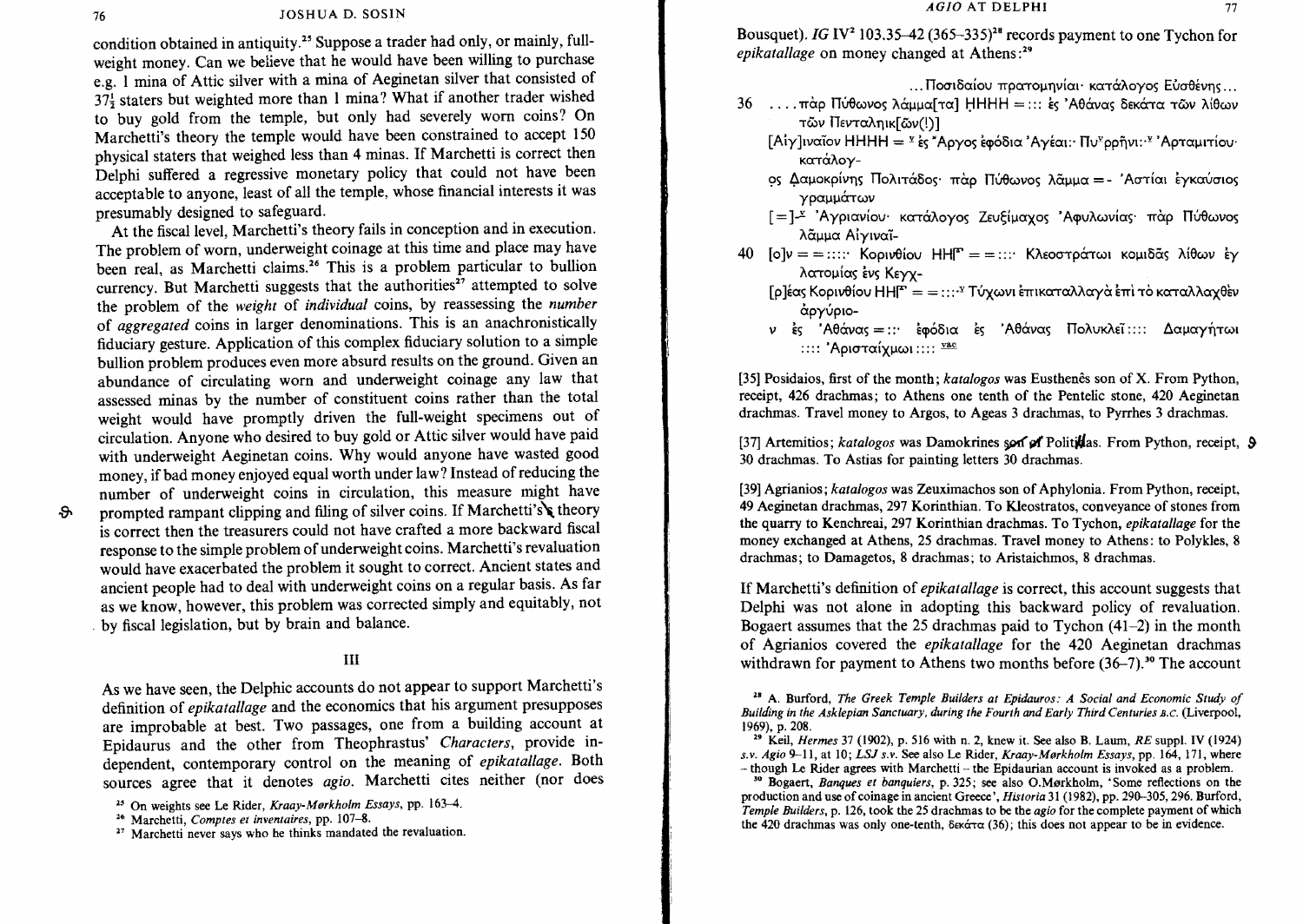condition obtained in antiquity.[25] Suppose a trader had only, or mainly, full-weight money. Can we believe that he would have been willing to purchase e.g. 1 mina of Attic silver with a mina of Aeginetan silver that consisted of 37½ staters but weighted more than 1 mina? What if another trader wished to buy gold from the temple, but only had severely worn coins? On Marchetti's theory the temple would have been constrained to accept 150 physical staters that weighed less than 4 minas. If Marchetti is correct then Delphi suffered a regressive monetary policy that could not have been acceptable to anyone, least of all the temple, whose financial interests it was presumably designed to safeguard.

At the fiscal level, Marchetti's theory fails in conception and in execution. The problem of worn, underweight coinage at this time and place may have been real, as Marchetti claims.[26] This is a problem particular to bullion currency. But Marchetti suggests that the authorities[27] attempted to solve the problem of the *weight* of *individual* coins, by reassessing the *number* of *aggregated* coins in larger denominations. This is an anachronistically fiduciary gesture. Application of this complex fiduciary solution to a simple bullion problem produces even more absurd results on the ground. Given an abundance of circulating worn and underweight coinage any law that assessed minas by the number of constituent coins rather than the total weight would have promptly driven the full-weight specimens out of circulation. Anyone who desired to buy gold or Attic silver would have paid with underweight Aeginetan coins. Why would anyone have wasted good money, if bad money enjoyed equal worth under law? Instead of reducing the number of underweight coins in circulation, this measure might have prompted rampant clipping and filing of silver coins. If Marchetti's theory is correct then the treasurers could not have crafted a more backward fiscal response to the simple problem of underweight coins. Marchetti's revaluation would have exacerbated the problem it sought to correct. Ancient states and ancient people had to deal with underweight coins on a regular basis. As far as we know, however, this problem was corrected simply and equitably, not by fiscal legislation, but by brain and balance.

## III

As we have seen, the Delphic accounts do not appear to support Marchetti's definition of *epikatallage* and the economics that his argument presupposes are improbable at best. Two passages, one from a building account at Epidaurus and the other from Theophrastus' *Characters*, provide independent, contemporary control on the meaning of *epikatallage*. Both sources agree that it denotes *agio*. Marchetti cites neither (nor does Bousquet). *IG* IV² 103.35–42 (365–335)[28] records payment to one Tychon for *epikatallage* on money changed at Athens:[29]

...Ποσιδαίου πρατομηνίαι· κατάλογος Εὐσθένης...

36 ....πὰρ Πύθωνος λᾶμμα[τα] ḤHHH = ::: ἐς Ἀθάνας δεκάτα τῶν λίθων τῶν Πενταλῃκ[ῶν(!)]

[Αἰγ]ιναῖον HHHH = ˣ ἐς Ἄργος ἐφόδια Ἀγέαι:· Πυˣρρῆι:·ˣ Ἀρταμιτίου· κατάλογ-

ος Δαμοκρίνης Πολιτάδος· πὰρ Πύθωνος λᾶμμα = - Ἀστίαι ἐγκαύσιος γραμμάτων

[=]-ˣ Ἀγριανίου· κατάλογος Ζευξίμαχος Ἀφυλωνίας· πὰρ Πύθωνος λᾶμμα Αἰγιναῖ-

40 [ο]ν = = ::::· Κορινθίου HHΓ = = :::· Κλεοστράτωι κομιδᾶς λίθων ἐγ λατομίας ἐνς Κεγχ-

[ρ]έας Κορινθίου HHΓ = = :::·ˣ Τύχωνι ἐπικαταλλαγὰ ἐπὶ τὸ καταλλαχθὲν ἀργύριο-

ν ἐς Ἀθάνας = ::· ἐφόδια ἐς Ἀθάνας Πολυκλεῖ :::: Δαμαγήτωι :::: Ἀρισταίχμωι :::: vac

[35] Posidaios, first of the month; *katalogos* was Eusthenês son of X. From Python, receipt, 426 drachmas; to Athens one tenth of the Pentelic stone, 420 Aeginetan drachmas. Travel money to Argos, to Ageas 3 drachmas, to Pyrrhes 3 drachmas.

[37] Artemitios; *katalogos* was Damokrines son of Politadas. From Python, receipt, 30 drachmas. To Astias for painting letters 30 drachmas.

[39] Agrianios; *katalogos* was Zeuximachos son of Aphylonia. From Python, receipt, 49 Aeginetan drachmas, 297 Korinthian. To Kleostratos, conveyance of stones from the quarry to Kenchreai, 297 Korinthian drachmas. To Tychon, *epikatallage* for the money exchanged at Athens, 25 drachmas. Travel money to Athens: to Polykles, 8 drachmas; to Damagetos, 8 drachmas; to Aristaichmos, 8 drachmas.

If Marchetti's definition of *epikatallage* is correct, this account suggests that Delphi was not alone in adopting this backward policy of revaluation. Bogaert assumes that the 25 drachmas paid to Tychon (41–2) in the month of Agrianios covered the *epikatallage* for the 420 Aeginetan drachmas withdrawn for payment to Athens two months before (36–7).[30] The account

[25] On weights see Le Rider, *Kraay-Mørkholm Essays*, pp. 163–4.

[26] Marchetti, *Comptes et inventaires*, pp. 107–8.

[27] Marchetti never says who he thinks mandated the revaluation.

[28] A. Burford, *The Greek Temple Builders at Epidauros: A Social and Economic Study of Building in the Asklepian Sanctuary, during the Fourth and Early Third Centuries B.C.* (Liverpool, 1969), p. 208.

[29] Keil, *Hermes* 37 (1902), p. 516 with n. 2, knew it. See also B. Laum, *RE* suppl. IV (1924) *s.v. Agio* 9–11, at 10; *LSJ s.v.* See also Le Rider, *Kraay-Mørkholm Essays*, pp. 164, 171, where – though Le Rider agrees with Marchetti – the Epidaurian account is invoked as a problem.

[30] Bogaert, *Banques et banquiers*, p. 325; see also O.Mørkholm, 'Some reflections on the production and use of coinage in ancient Greece', *Historia* 31 (1982), pp. 290–305, 296. Burford, *Temple Builders*, p. 126, took the 25 drachmas to be the *agio* for the complete payment of which the 420 drachmas was only one-tenth, δεκάτα (36); this does not appear to be in evidence.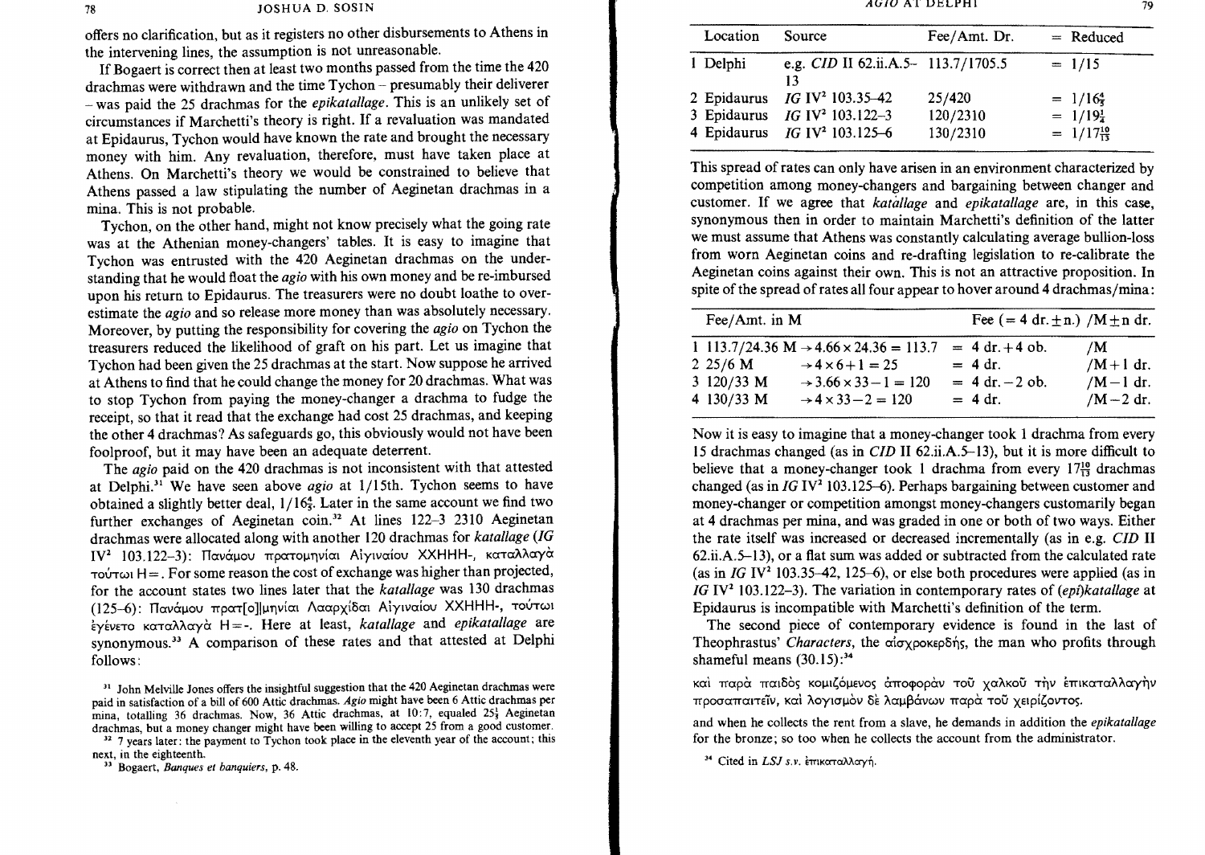offers no clarification, but as it registers no other disbursements to Athens in the intervening lines, the assumption is not unreasonable.

If Bogaert is correct then at least two months passed from the time the 420 drachmas were withdrawn and the time Tychon – presumably their deliverer – was paid the 25 drachmas for the *epikatallage*. This is an unlikely set of circumstances if Marchetti's theory is right. If a revaluation was mandated at Epidaurus, Tychon would have known the rate and brought the necessary money with him. Any revaluation, therefore, must have taken place at Athens. On Marchetti's theory we would be constrained to believe that Athens passed a law stipulating the number of Aeginetan drachmas in a mina. This is not probable.

Tychon, on the other hand, might not know precisely what the going rate was at the Athenian money-changers' tables. It is easy to imagine that Tychon was entrusted with the 420 Aeginetan drachmas on the understanding that he would float the *agio* with his own money and be re-imbursed upon his return to Epidaurus. The treasurers were no doubt loathe to over-estimate the *agio* and so release more money than was absolutely necessary. Moreover, by putting the responsibility for covering the *agio* on Tychon the treasurers reduced the likelihood of graft on his part. Let us imagine that Tychon had been given the 25 drachmas at the start. Now suppose he arrived at Athens to find that he could change the money for 20 drachmas. What was to stop Tychon from paying the money-changer a drachma to fudge the receipt, so that it read that the exchange had cost 25 drachmas, and keeping the other 4 drachmas? As safeguards go, this obviously would not have been foolproof, but it may have been an adequate deterrent.

The *agio* paid on the 420 drachmas is not inconsistent with that attested at Delphi.[31] We have seen above *agio* at 1/15th. Tychon seems to have obtained a slightly better deal, $1/16\frac{4}{5}$. Later in the same account we find two further exchanges of Aeginetan coin.[32] At lines 122–3 2310 Aeginetan drachmas were allocated along with another 120 drachmas for *katallage* (*IG* IV² 103.122–3): Πανάμου πρατομηνίαι Αἰγιναίου ΧΧΗΗΗ-, καταλλαγὰ τούτωι Η=. For some reason the cost of exchange was higher than projected, for the account states two lines later that the *katallage* was 130 drachmas (125–6): Πανάμου πρατ[ο]|μηνίαι Λααρχίδαι Αἰγιναίου ΧΧΗΗΗ-, τούτωι ἐγένετο καταλλαγὰ Η=-. Here at least, *katallage* and *epikatallage* are synonymous.[33] A comparison of these rates and that attested at Delphi follows:

| Location | Source | Fee/Amt. Dr. | = Reduced |
|---|---|---|---|
| 1 Delphi | e.g. *CID* II 62.ii.A.5–13 | 113.7/1705.5 | $= 1/15$ |
| 2 Epidaurus | *IG* IV² 103.35–42 | 25/420 | $= 1/16\frac{4}{5}$ |
| 3 Epidaurus | *IG* IV² 103.122–3 | 120/2310 | $= 1/19\frac{1}{4}$ |
| 4 Epidaurus | *IG* IV² 103.125–6 | 130/2310 | $= 1/17\frac{10}{13}$ |

This spread of rates can only have arisen in an environment characterized by competition among money-changers and bargaining between changer and customer. If we agree that *katallage* and *epikatallage* are, in this case, synonymous then in order to maintain Marchetti's definition of the latter we must assume that Athens was constantly calculating average bullion-loss from worn Aeginetan coins and re-drafting legislation to re-calibrate the Aeginetan coins against their own. This is not an attractive proposition. In spite of the spread of rates all four appear to hover around 4 drachmas/mina:

| Fee/Amt. in M | | Fee (= 4 dr. ± n.) | /M ± n dr. |
|---|---|---|---|
| 1 113.7/24.36 M | $\rightarrow 4.66 \times 24.36 = 113.7$ | = 4 dr. + 4 ob. | /M |
| 2 25/6 M | $\rightarrow 4 \times 6 + 1 = 25$ | = 4 dr. | /M + 1 dr. |
| 3 120/33 M | $\rightarrow 3.66 \times 33 - 1 = 120$ | = 4 dr. − 2 ob. | /M − 1 dr. |
| 4 130/33 M | $\rightarrow 4 \times 33 - 2 = 120$ | = 4 dr. | /M − 2 dr. |

Now it is easy to imagine that a money-changer took 1 drachma from every 15 drachmas changed (as in *CID* II 62.ii.A.5–13), but it is more difficult to believe that a money-changer took 1 drachma from every $17\frac{10}{13}$ drachmas changed (as in *IG* IV² 103.125–6). Perhaps bargaining between customer and money-changer or competition amongst money-changers customarily began at 4 drachmas per mina, and was graded in one or both of two ways. Either the rate itself was increased or decreased incrementally (as in e.g. *CID* II 62.ii.A.5–13), or a flat sum was added or subtracted from the calculated rate (as in *IG* IV² 103.35–42, 125–6), or else both procedures were applied (as in *IG* IV² 103.122–3). The variation in contemporary rates of (*epi*)*katallage* at Epidaurus is incompatible with Marchetti's definition of the term.

The second piece of contemporary evidence is found in the last of Theophrastus' *Characters*, the αἰσχροκερδής, the man who profits through shameful means (30.15):[34]

καὶ παρὰ παιδὸς κομιζόμενος ἀποφορὰν τοῦ χαλκοῦ τὴν ἐπικαταλλαγὴν προσαπαιτεῖν, καὶ λογισμὸν δὲ λαμβάνων παρὰ τοῦ χειρίζοντος.

and when he collects the rent from a slave, he demands in addition the *epikatallage* for the bronze; so too when he collects the account from the administrator.

---

[31] John Melville Jones offers the insightful suggestion that the 420 Aeginetan drachmas were paid in satisfaction of a bill of 600 Attic drachmas. *Agio* might have been 6 Attic drachmas per mina, totalling 36 drachmas. Now, 36 Attic drachmas, at 10:7, equaled $25\frac{1}{5}$ Aeginetan drachmas, but a money changer might have been willing to accept 25 from a good customer.

[32] 7 years later: the payment to Tychon took place in the eleventh year of the account; this next, in the eighteenth.

[33] Bogaert, *Banques et banquiers*, p. 48.

[34] Cited in *LSJ* s.v. ἐπικαταλλαγή.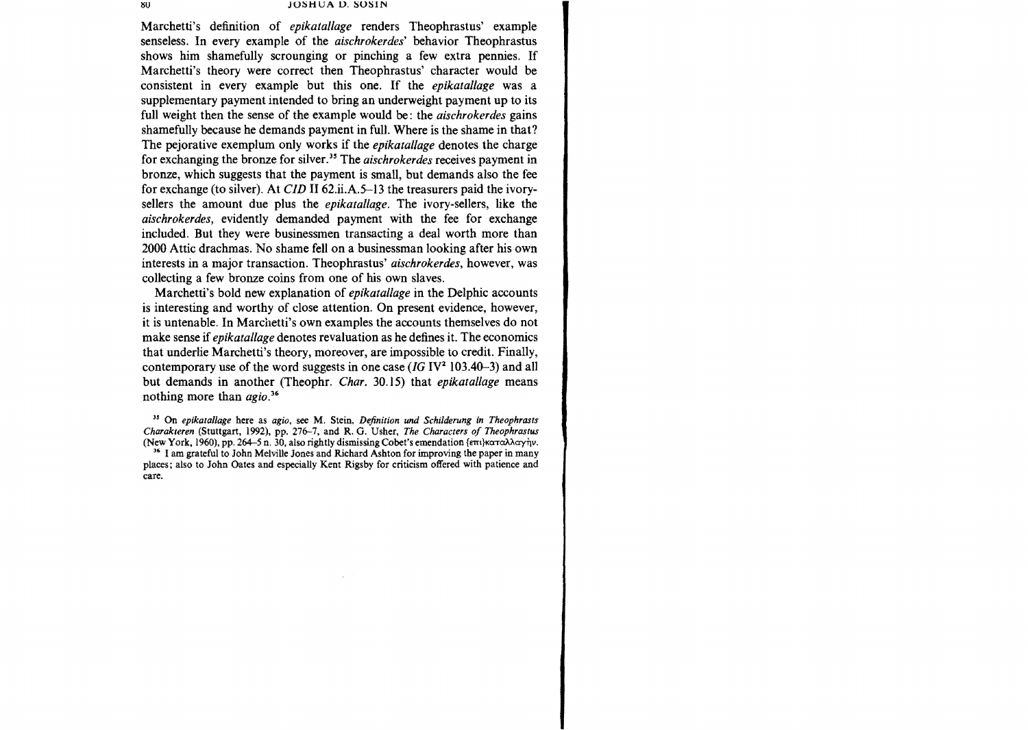Marchetti's definition of *epikatallage* renders Theophrastus' example senseless. In every example of the *aischrokerdes*' behavior Theophrastus shows him shamefully scrounging or pinching a few extra pennies. If Marchetti's theory were correct then Theophrastus' character would be consistent in every example but this one. If the *epikatallage* was a supplementary payment intended to bring an underweight payment up to its full weight then the sense of the example would be: the *aischrokerdes* gains shamefully because he demands payment in full. Where is the shame in that? The pejorative exemplum only works if the *epikatallage* denotes the charge for exchanging the bronze for silver.[35] The *aischrokerdes* receives payment in bronze, which suggests that the payment is small, but demands also the fee for exchange (to silver). At *CID* II 62.ii.A.5–13 the treasurers paid the ivory-sellers the amount due plus the *epikatallage*. The ivory-sellers, like the *aischrokerdes*, evidently demanded payment with the fee for exchange included. But they were businessmen transacting a deal worth more than 2000 Attic drachmas. No shame fell on a businessman looking after his own interests in a major transaction. Theophrastus' *aischrokerdes*, however, was collecting a few bronze coins from one of his own slaves.

Marchetti's bold new explanation of *epikatallage* in the Delphic accounts is interesting and worthy of close attention. On present evidence, however, it is untenable. In Marchetti's own examples the accounts themselves do not make sense if *epikatallage* denotes revaluation as he defines it. The economics that underlie Marchetti's theory, moreover, are impossible to credit. Finally, contemporary use of the word suggests in one case (*IG* IV² 103.40–3) and all but demands in another (Theophr. *Char.* 30.15) that *epikatallage* means nothing more than *agio*.[36]

[35] On *epikatallage* here as *agio*, see M. Stein, *Definition und Schilderung in Theophrasts Charakteren* (Stuttgart, 1992), pp. 276–7, and R. G. Usher, *The Characters of Theophrastus* (New York, 1960), pp. 264–5 n. 30, also rightly dismissing Cobet's emendation {επι}καταλλαγὴν.

[36] I am grateful to John Melville Jones and Richard Ashton for improving the paper in many places; also to John Oates and especially Kent Rigsby for criticism offered with patience and care.